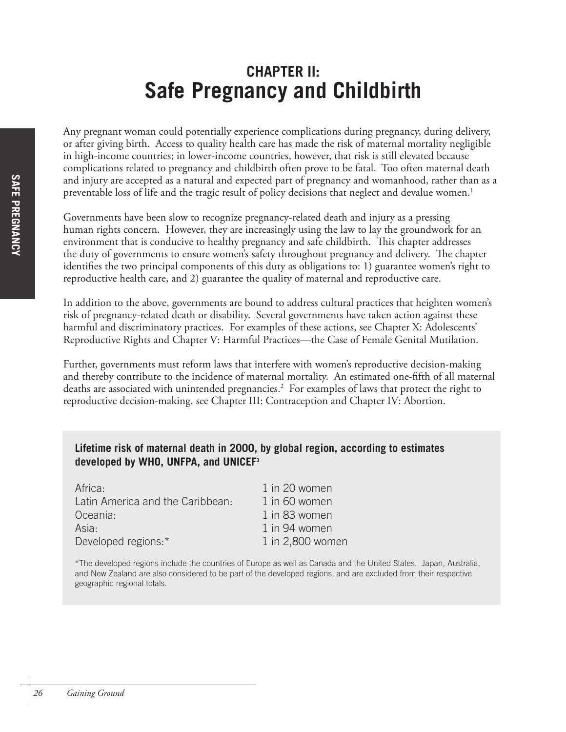# CHAPTER II:
# Safe Pregnancy and Childbirth

Any pregnant woman could potentially experience complications during pregnancy, during delivery, or after giving birth. Access to quality health care has made the risk of maternal mortality negligible in high-income countries; in lower-income countries, however, that risk is still elevated because complications related to pregnancy and childbirth often prove to be fatal. Too often maternal death and injury are accepted as a natural and expected part of pregnancy and womanhood, rather than as a preventable loss of life and the tragic result of policy decisions that neglect and devalue women.[1]

Governments have been slow to recognize pregnancy-related death and injury as a pressing human rights concern. However, they are increasingly using the law to lay the groundwork for an environment that is conducive to healthy pregnancy and safe childbirth. This chapter addresses the duty of governments to ensure women's safety throughout pregnancy and delivery. The chapter identifies the two principal components of this duty as obligations to: 1) guarantee women's right to reproductive health care, and 2) guarantee the quality of maternal and reproductive care.

In addition to the above, governments are bound to address cultural practices that heighten women's risk of pregnancy-related death or disability. Several governments have taken action against these harmful and discriminatory practices. For examples of these actions, see Chapter X: Adolescents' Reproductive Rights and Chapter V: Harmful Practices—the Case of Female Genital Mutilation.

Further, governments must reform laws that interfere with women's reproductive decision-making and thereby contribute to the incidence of maternal mortality. An estimated one-fifth of all maternal deaths are associated with unintended pregnancies.[2] For examples of laws that protect the right to reproductive decision-making, see Chapter III: Contraception and Chapter IV: Abortion.

**Lifetime risk of maternal death in 2000, by global region, according to estimates developed by WHO, UNFPA, and UNICEF[3]**

| Region | Lifetime risk |
|---|---|
| Africa: | 1 in 20 women |
| Latin America and the Caribbean: | 1 in 60 women |
| Oceania: | 1 in 83 women |
| Asia: | 1 in 94 women |
| Developed regions:* | 1 in 2,800 women |

*The developed regions include the countries of Europe as well as Canada and the United States. Japan, Australia, and New Zealand are also considered to be part of the developed regions, and are excluded from their respective geographic regional totals.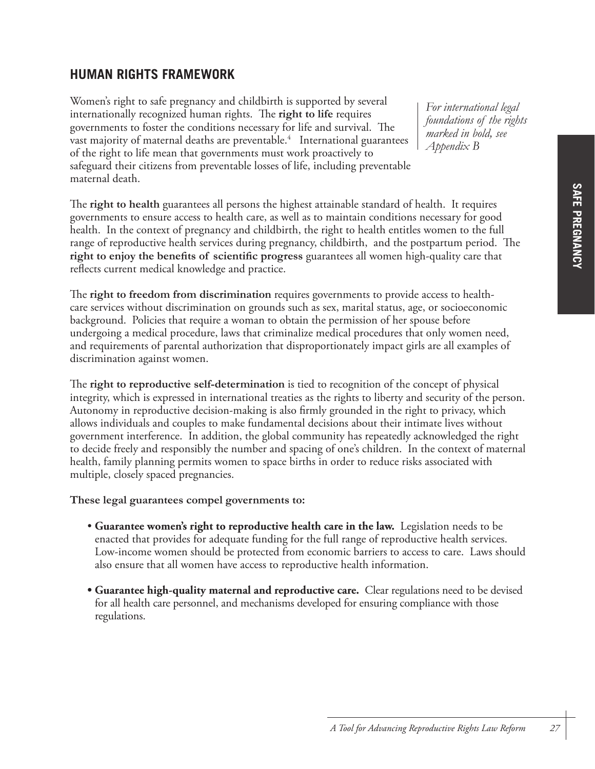## HUMAN RIGHTS FRAMEWORK

Women's right to safe pregnancy and childbirth is supported by several internationally recognized human rights. The **right to life** requires governments to foster the conditions necessary for life and survival. The vast majority of maternal deaths are preventable.[4] International guarantees of the right to life mean that governments must work proactively to safeguard their citizens from preventable losses of life, including preventable maternal death.

*For international legal foundations of the rights marked in bold, see Appendix B*

The **right to health** guarantees all persons the highest attainable standard of health. It requires governments to ensure access to health care, as well as to maintain conditions necessary for good health. In the context of pregnancy and childbirth, the right to health entitles women to the full range of reproductive health services during pregnancy, childbirth, and the postpartum period. The **right to enjoy the benefits of scientific progress** guarantees all women high-quality care that reflects current medical knowledge and practice.

The **right to freedom from discrimination** requires governments to provide access to health-care services without discrimination on grounds such as sex, marital status, age, or socioeconomic background. Policies that require a woman to obtain the permission of her spouse before undergoing a medical procedure, laws that criminalize medical procedures that only women need, and requirements of parental authorization that disproportionately impact girls are all examples of discrimination against women.

The **right to reproductive self-determination** is tied to recognition of the concept of physical integrity, which is expressed in international treaties as the rights to liberty and security of the person. Autonomy in reproductive decision-making is also firmly grounded in the right to privacy, which allows individuals and couples to make fundamental decisions about their intimate lives without government interference. In addition, the global community has repeatedly acknowledged the right to decide freely and responsibly the number and spacing of one's children. In the context of maternal health, family planning permits women to space births in order to reduce risks associated with multiple, closely spaced pregnancies.

**These legal guarantees compel governments to:**

- **Guarantee women's right to reproductive health care in the law.** Legislation needs to be enacted that provides for adequate funding for the full range of reproductive health services. Low-income women should be protected from economic barriers to access to care. Laws should also ensure that all women have access to reproductive health information.
- **Guarantee high-quality maternal and reproductive care.** Clear regulations need to be devised for all health care personnel, and mechanisms developed for ensuring compliance with those regulations.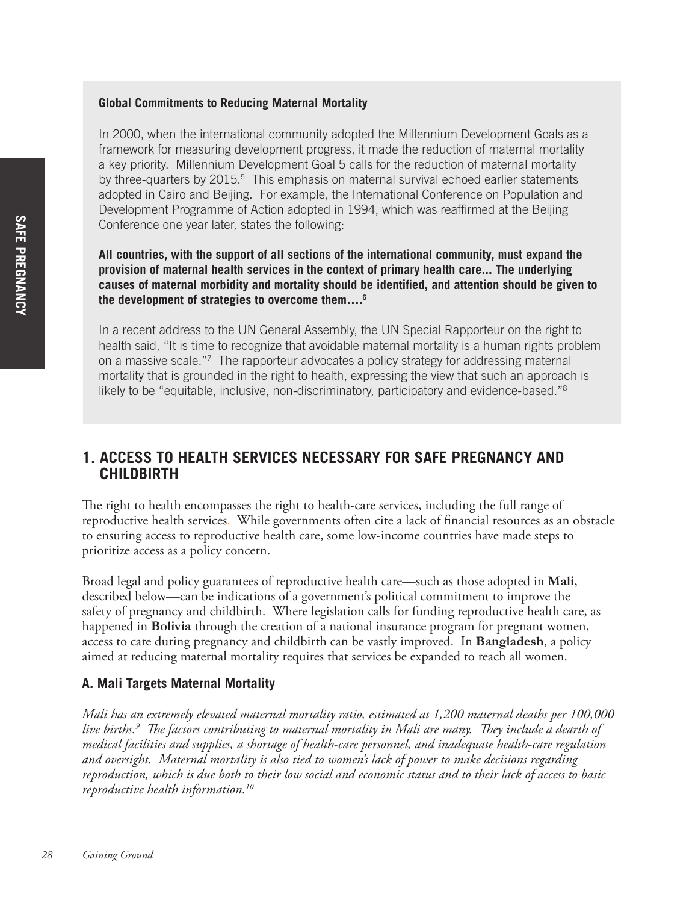**Global Commitments to Reducing Maternal Mortality**

In 2000, when the international community adopted the Millennium Development Goals as a framework for measuring development progress, it made the reduction of maternal mortality a key priority. Millennium Development Goal 5 calls for the reduction of maternal mortality by three-quarters by 2015.[5] This emphasis on maternal survival echoed earlier statements adopted in Cairo and Beijing. For example, the International Conference on Population and Development Programme of Action adopted in 1994, which was reaffirmed at the Beijing Conference one year later, states the following:

**All countries, with the support of all sections of the international community, must expand the provision of maternal health services in the context of primary health care... The underlying causes of maternal morbidity and mortality should be identified, and attention should be given to the development of strategies to overcome them….[6]**

In a recent address to the UN General Assembly, the UN Special Rapporteur on the right to health said, "It is time to recognize that avoidable maternal mortality is a human rights problem on a massive scale."[7] The rapporteur advocates a policy strategy for addressing maternal mortality that is grounded in the right to health, expressing the view that such an approach is likely to be "equitable, inclusive, non-discriminatory, participatory and evidence-based."[8]

## 1. ACCESS TO HEALTH SERVICES NECESSARY FOR SAFE PREGNANCY AND CHILDBIRTH

The right to health encompasses the right to health-care services, including the full range of reproductive health services. While governments often cite a lack of financial resources as an obstacle to ensuring access to reproductive health care, some low-income countries have made steps to prioritize access as a policy concern.

Broad legal and policy guarantees of reproductive health care—such as those adopted in **Mali**, described below—can be indications of a government's political commitment to improve the safety of pregnancy and childbirth. Where legislation calls for funding reproductive health care, as happened in **Bolivia** through the creation of a national insurance program for pregnant women, access to care during pregnancy and childbirth can be vastly improved. In **Bangladesh**, a policy aimed at reducing maternal mortality requires that services be expanded to reach all women.

### A. Mali Targets Maternal Mortality

*Mali has an extremely elevated maternal mortality ratio, estimated at 1,200 maternal deaths per 100,000 live births.[9] The factors contributing to maternal mortality in Mali are many. They include a dearth of medical facilities and supplies, a shortage of health-care personnel, and inadequate health-care regulation and oversight. Maternal mortality is also tied to women's lack of power to make decisions regarding reproduction, which is due both to their low social and economic status and to their lack of access to basic reproductive health information.[10]*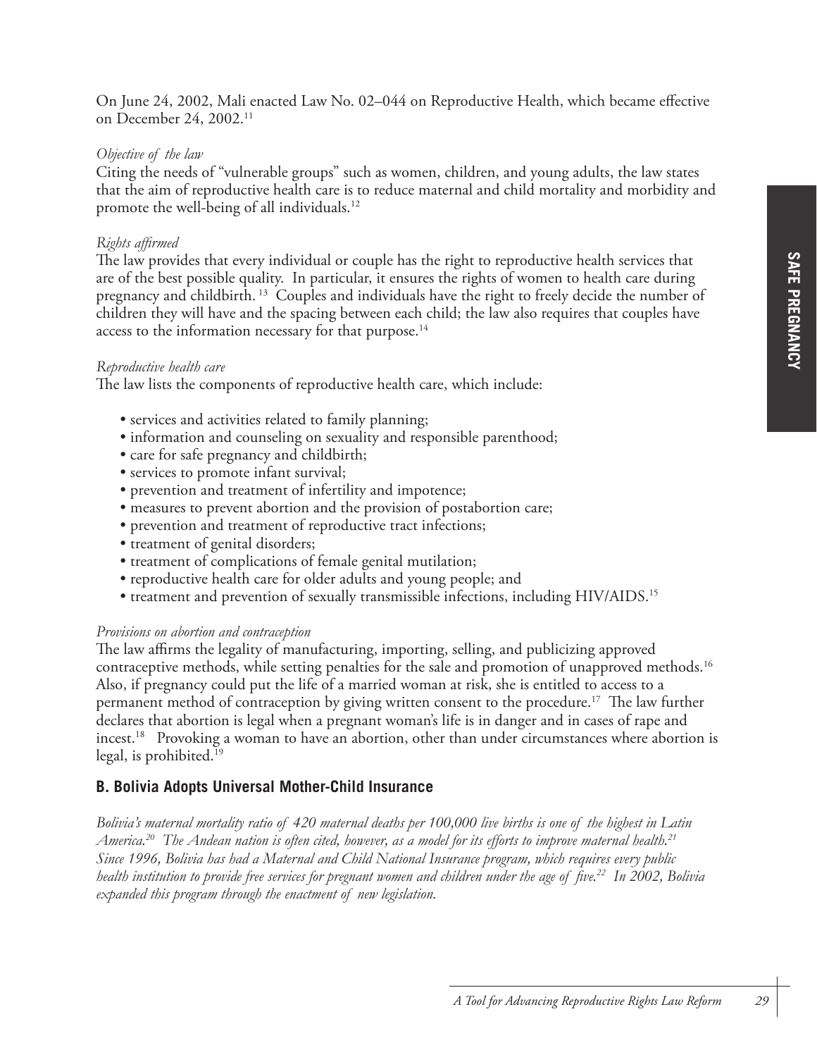On June 24, 2002, Mali enacted Law No. 02–044 on Reproductive Health, which became effective on December 24, 2002.[11]

*Objective of the law*

Citing the needs of "vulnerable groups" such as women, children, and young adults, the law states that the aim of reproductive health care is to reduce maternal and child mortality and morbidity and promote the well-being of all individuals.[12]

*Rights affirmed*

The law provides that every individual or couple has the right to reproductive health services that are of the best possible quality. In particular, it ensures the rights of women to health care during pregnancy and childbirth.[13] Couples and individuals have the right to freely decide the number of children they will have and the spacing between each child; the law also requires that couples have access to the information necessary for that purpose.[14]

*Reproductive health care*

The law lists the components of reproductive health care, which include:

- services and activities related to family planning;
- information and counseling on sexuality and responsible parenthood;
- care for safe pregnancy and childbirth;
- services to promote infant survival;
- prevention and treatment of infertility and impotence;
- measures to prevent abortion and the provision of postabortion care;
- prevention and treatment of reproductive tract infections;
- treatment of genital disorders;
- treatment of complications of female genital mutilation;
- reproductive health care for older adults and young people; and
- treatment and prevention of sexually transmissible infections, including HIV/AIDS.[15]

*Provisions on abortion and contraception*

The law affirms the legality of manufacturing, importing, selling, and publicizing approved contraceptive methods, while setting penalties for the sale and promotion of unapproved methods.[16] Also, if pregnancy could put the life of a married woman at risk, she is entitled to access to a permanent method of contraception by giving written consent to the procedure.[17] The law further declares that abortion is legal when a pregnant woman's life is in danger and in cases of rape and incest.[18] Provoking a woman to have an abortion, other than under circumstances where abortion is legal, is prohibited.[19]

## B. Bolivia Adopts Universal Mother-Child Insurance

*Bolivia's maternal mortality ratio of 420 maternal deaths per 100,000 live births is one of the highest in Latin America.[20] The Andean nation is often cited, however, as a model for its efforts to improve maternal health.[21] Since 1996, Bolivia has had a Maternal and Child National Insurance program, which requires every public health institution to provide free services for pregnant women and children under the age of five.[22] In 2002, Bolivia expanded this program through the enactment of new legislation.*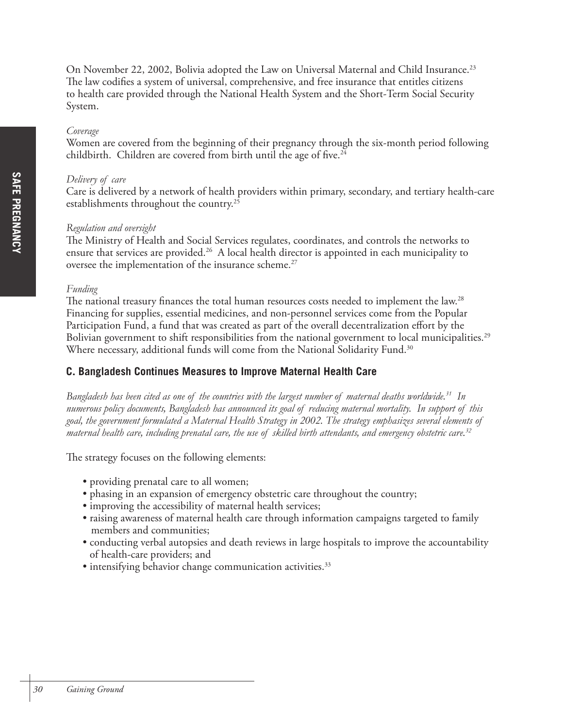On November 22, 2002, Bolivia adopted the Law on Universal Maternal and Child Insurance.[23] The law codifies a system of universal, comprehensive, and free insurance that entitles citizens to health care provided through the National Health System and the Short-Term Social Security System.

*Coverage*
Women are covered from the beginning of their pregnancy through the six-month period following childbirth. Children are covered from birth until the age of five.[24]

*Delivery of care*
Care is delivered by a network of health providers within primary, secondary, and tertiary health-care establishments throughout the country.[25]

*Regulation and oversight*
The Ministry of Health and Social Services regulates, coordinates, and controls the networks to ensure that services are provided.[26] A local health director is appointed in each municipality to oversee the implementation of the insurance scheme.[27]

*Funding*
The national treasury finances the total human resources costs needed to implement the law.[28] Financing for supplies, essential medicines, and non-personnel services come from the Popular Participation Fund, a fund that was created as part of the overall decentralization effort by the Bolivian government to shift responsibilities from the national government to local municipalities.[29] Where necessary, additional funds will come from the National Solidarity Fund.[30]

### C. Bangladesh Continues Measures to Improve Maternal Health Care

*Bangladesh has been cited as one of the countries with the largest number of maternal deaths worldwide.[31] In numerous policy documents, Bangladesh has announced its goal of reducing maternal mortality. In support of this goal, the government formulated a Maternal Health Strategy in 2002. The strategy emphasizes several elements of maternal health care, including prenatal care, the use of skilled birth attendants, and emergency obstetric care.[32]*

The strategy focuses on the following elements:

- providing prenatal care to all women;
- phasing in an expansion of emergency obstetric care throughout the country;
- improving the accessibility of maternal health services;
- raising awareness of maternal health care through information campaigns targeted to family members and communities;
- conducting verbal autopsies and death reviews in large hospitals to improve the accountability of health-care providers; and
- intensifying behavior change communication activities.[33]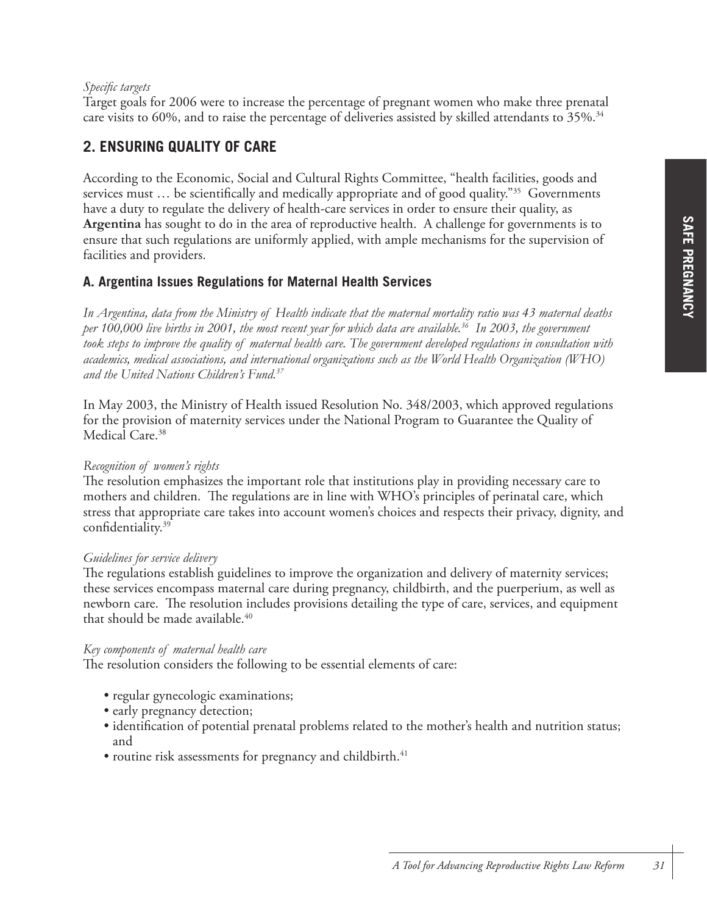*Specific targets*
Target goals for 2006 were to increase the percentage of pregnant women who make three prenatal care visits to 60%, and to raise the percentage of deliveries assisted by skilled attendants to 35%.[34]

## 2. ENSURING QUALITY OF CARE

According to the Economic, Social and Cultural Rights Committee, "health facilities, goods and services must … be scientifically and medically appropriate and of good quality."[35] Governments have a duty to regulate the delivery of health-care services in order to ensure their quality, as **Argentina** has sought to do in the area of reproductive health. A challenge for governments is to ensure that such regulations are uniformly applied, with ample mechanisms for the supervision of facilities and providers.

### A. Argentina Issues Regulations for Maternal Health Services

*In Argentina, data from the Ministry of Health indicate that the maternal mortality ratio was 43 maternal deaths per 100,000 live births in 2001, the most recent year for which data are available.[36] In 2003, the government took steps to improve the quality of maternal health care. The government developed regulations in consultation with academics, medical associations, and international organizations such as the World Health Organization (WHO) and the United Nations Children's Fund.[37]*

In May 2003, the Ministry of Health issued Resolution No. 348/2003, which approved regulations for the provision of maternity services under the National Program to Guarantee the Quality of Medical Care.[38]

*Recognition of women's rights*
The resolution emphasizes the important role that institutions play in providing necessary care to mothers and children. The regulations are in line with WHO's principles of perinatal care, which stress that appropriate care takes into account women's choices and respects their privacy, dignity, and confidentiality.[39]

*Guidelines for service delivery*
The regulations establish guidelines to improve the organization and delivery of maternity services; these services encompass maternal care during pregnancy, childbirth, and the puerperium, as well as newborn care. The resolution includes provisions detailing the type of care, services, and equipment that should be made available.[40]

*Key components of maternal health care*
The resolution considers the following to be essential elements of care:

- regular gynecologic examinations;
- early pregnancy detection;
- identification of potential prenatal problems related to the mother's health and nutrition status; and
- routine risk assessments for pregnancy and childbirth.[41]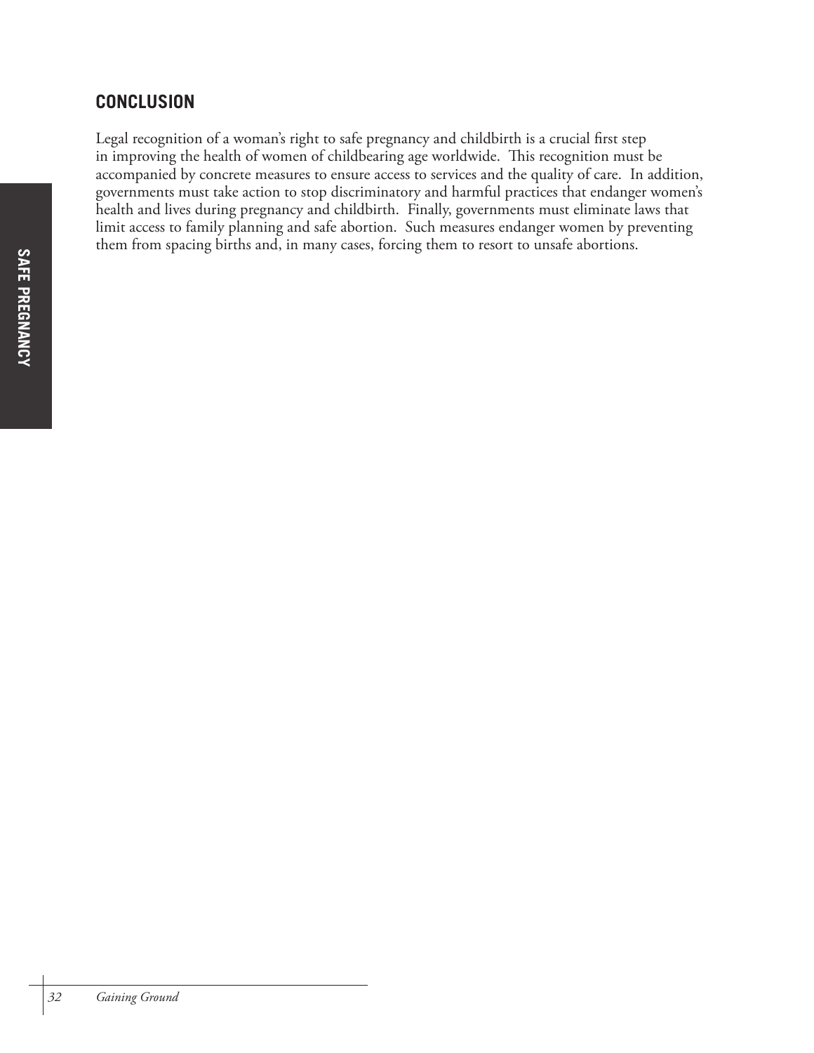## CONCLUSION

Legal recognition of a woman's right to safe pregnancy and childbirth is a crucial first step in improving the health of women of childbearing age worldwide. This recognition must be accompanied by concrete measures to ensure access to services and the quality of care. In addition, governments must take action to stop discriminatory and harmful practices that endanger women's health and lives during pregnancy and childbirth. Finally, governments must eliminate laws that limit access to family planning and safe abortion. Such measures endanger women by preventing them from spacing births and, in many cases, forcing them to resort to unsafe abortions.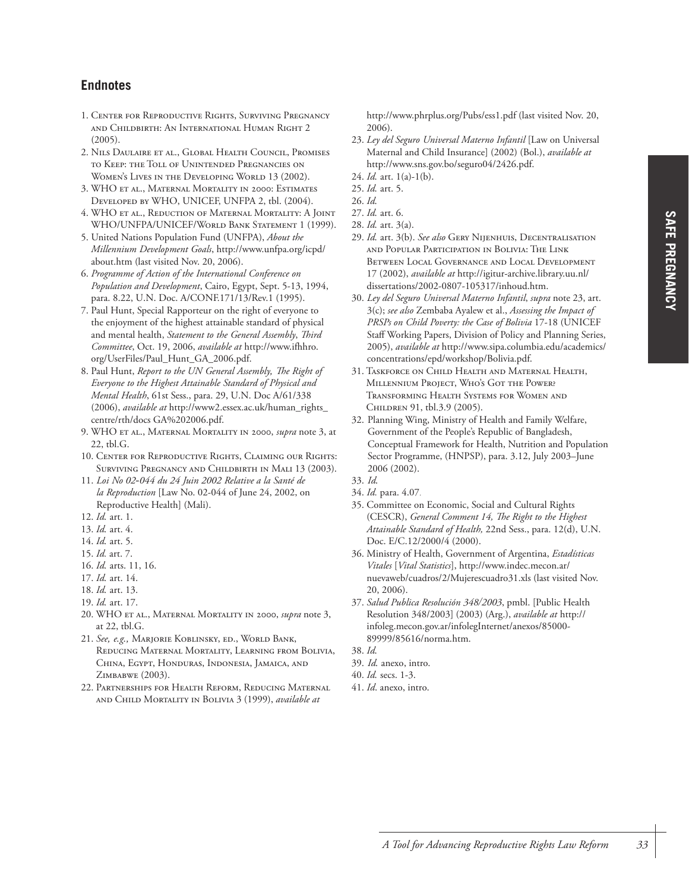## Endnotes

1. Center for Reproductive Rights, Surviving Pregnancy and Childbirth: An International Human Right 2 (2005).
2. Nils Daulaire et al., Global Health Council, Promises to Keep: the Toll of Unintended Pregnancies on Women's Lives in the Developing World 13 (2002).
3. WHO et al., Maternal Mortality in 2000: Estimates Developed by WHO, UNICEF, UNFPA 2, tbl. (2004).
4. WHO et al., Reduction of Maternal Mortality: A Joint WHO/UNFPA/UNICEF/World Bank Statement 1 (1999).
5. United Nations Population Fund (UNFPA), *About the Millennium Development Goals*, http://www.unfpa.org/icpd/about.htm (last visited Nov. 20, 2006).
6. *Programme of Action of the International Conference on Population and Development*, Cairo, Egypt, Sept. 5-13, 1994, para. 8.22, U.N. Doc. A/CONF.171/13/Rev.1 (1995).
7. Paul Hunt, Special Rapporteur on the right of everyone to the enjoyment of the highest attainable standard of physical and mental health, *Statement to the General Assembly*, *Third Committee*, Oct. 19, 2006, *available at* http://www.ifhhro.org/UserFiles/Paul_Hunt_GA_2006.pdf.
8. Paul Hunt, *Report to the UN General Assembly, The Right of Everyone to the Highest Attainable Standard of Physical and Mental Health*, 61st Sess., para. 29, U.N. Doc A/61/338 (2006), *available at* http://www2.essex.ac.uk/human_rights_centre/rth/docs GA%202006.pdf.
9. WHO et al., Maternal Mortality in 2000, *supra* note 3, at 22, tbl.G.
10. Center for Reproductive Rights, Claiming our Rights: Surviving Pregnancy and Childbirth in Mali 13 (2003).
11. *Loi No 02-044 du 24 Juin 2002 Relative a la Santé de la Reproduction* [Law No. 02-044 of June 24, 2002, on Reproductive Health] (Mali).
12. *Id.* art. 1.
13. *Id.* art. 4.
14. *Id.* art. 5.
15. *Id.* art. 7.
16. *Id.* arts. 11, 16.
17. *Id.* art. 14.
18. *Id.* art. 13.
19. *Id.* art. 17.
20. WHO et al., Maternal Mortality in 2000, *supra* note 3, at 22, tbl.G.
21. *See, e.g.,* Marjorie Koblinsky, ed., World Bank, Reducing Maternal Mortality, Learning from Bolivia, China, Egypt, Honduras, Indonesia, Jamaica, and Zimbabwe (2003).
22. Partnerships for Health Reform, Reducing Maternal and Child Mortality in Bolivia 3 (1999), *available at* http://www.phrplus.org/Pubs/ess1.pdf (last visited Nov. 20, 2006).
23. *Ley del Seguro Universal Materno Infantil* [Law on Universal Maternal and Child Insurance] (2002) (Bol.), *available at* http://www.sns.gov.bo/seguro04/2426.pdf.
24. *Id.* art. 1(a)-1(b).
25. *Id.* art. 5.
26. *Id.*
27. *Id.* art. 6.
28. *Id.* art. 3(a).
29. *Id.* art. 3(b). *See also* Gery Nijenhuis, Decentralisation and Popular Participation in Bolivia: The Link Between Local Governance and Local Development 17 (2002), *available at* http://igitur-archive.library.uu.nl/dissertations/2002-0807-105317/inhoud.htm.
30. *Ley del Seguro Universal Materno Infantil*, *supra* note 23, art. 3(c); *see also* Zembaba Ayalew et al., *Assessing the Impact of PRSPs on Child Poverty: the Case of Bolivia* 17-18 (UNICEF Staff Working Papers, Division of Policy and Planning Series, 2005), *available at* http://www.sipa.columbia.edu/academics/concentrations/epd/workshop/Bolivia.pdf.
31. Taskforce on Child Health and Maternal Health, Millennium Project, Who's Got the Power? Transforming Health Systems for Women and Children 91, tbl.3.9 (2005).
32. Planning Wing, Ministry of Health and Family Welfare, Government of the People's Republic of Bangladesh, Conceptual Framework for Health, Nutrition and Population Sector Programme, (HNPSP), para. 3.12, July 2003–June 2006 (2002).
33. *Id.*
34. *Id.* para. 4.07.
35. Committee on Economic, Social and Cultural Rights (CESCR), *General Comment 14, The Right to the Highest Attainable Standard of Health,* 22nd Sess., para. 12(d), U.N. Doc. E/C.12/2000/4 (2000).
36. Ministry of Health, Government of Argentina, *Estadísticas Vitales* [*Vital Statistics*], http://www.indec.mecon.ar/nuevaweb/cuadros/2/Mujerescuadro31.xls (last visited Nov. 20, 2006).
37. *Salud Publica Resolución 348/2003*, pmbl. [Public Health Resolution 348/2003] (2003) (Arg.), *available at* http://infoleg.mecon.gov.ar/infolegInternet/anexos/85000-89999/85616/norma.htm.
38. *Id.*
39. *Id.* anexo, intro.
40. *Id.* secs. 1-3.
41. *Id*. anexo, intro.